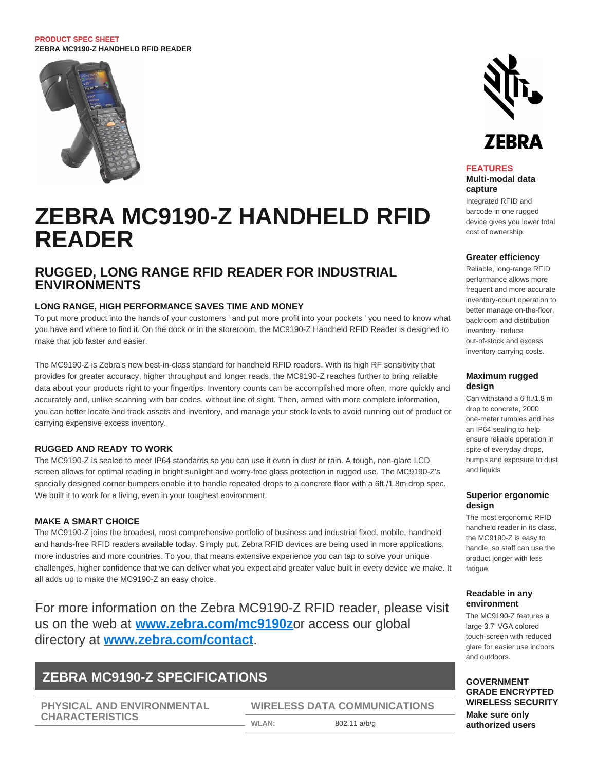PRODUCT SPEC SHEET

ZEBRA MC9190-Z HANDHELD RFID READER

# ZEBRA MC9190-Z HANDHELD RFID READER

## RUGGED, LONG RANGE RFID READER FOR INDUSTRIAL ENVIRONMENTS

### LONG RANGE, HIGH PERFORMANCE SAVES TIME AND MONEY

To put more product into the hands of your customers ' and put more profit into your pockets ' you need to know what you have and where to find it. On the dock or in the storeroom, the MC9190-Z Handheld RFID Reader is designed to make that job faster and easier.

The MC9190-Z is Zebra's new best-in-class standard for handheld RFID readers. With its high RF sensitivity that provides for greater accuracy, higher throughput and longer reads, the MC9190-Z reaches further to bring reliable data about your products right to your fingertips. Inventory counts can be accomplished more often, more quickly and accurately and, unlike scanning with bar codes, without line of sight. Then, armed with more complete information, you can better locate and track assets and inventory, and manage your stock levels to avoid running out of product or carrying expensive excess inventory.

### RUGGED AND READY TO WORK

The MC9190-Z is sealed to meet IP64 standards so you can use it even in dust or rain. A tough, non-glare LCD screen allows for optimal reading in bright sunlight and worry-free glass protection in rugged use. The MC9190-Z's specially designed corner bumpers enable it to handle repeated drops to a concrete floor with a 6ft./1.8m drop spec. We built it to work for a living, even in your toughest environment.

### MAKE A SMART CHOICE

The MC9190-Z joins the broadest, most comprehensive portfolio of business and industrial fixed, mobile, handheld and hands-free RFID readers available today. Simply put, Zebra RFID devices are being used in more applications, more industries and more countries. To you, that means extensive experience you can tap to solve your unique challenges, higher confidence that we can deliver what you expect and greater value built in every device we make. It all adds up to make the MC9190-Z an easy choice.

For more information on the Zebra MC9190-Z RFID reader, please visit us on the web at **[www.zebra.com/mc9190z](http://www.zebra.com/mc9190z)**or access our global directory at **[www.zebra.com/contact](http://www.zebra.com/contact)**.

## ZEBRA MC9190-Z SPECIFICATIONS

### PHYSICAL AND ENVIRONMENTAL CHARACTERISTICS

### WIRELESS DATA COMMUNICATIONS

| WLAN: | 802.11 a/b/g |
| --- | --- |

### FEATURES

**Multi-modal data capture**

Integrated RFID and barcode in one rugged device gives you lower total cost of ownership.

**Greater efficiency**

Reliable, long-range RFID performance allows more frequent and more accurate inventory-count operation to better manage on-the-floor, backroom and distribution inventory ' reduce out-of-stock and excess inventory carrying costs.

**Maximum rugged design**

Can withstand a 6 ft./1.8 m drop to concrete, 2000 one-meter tumbles and has an IP64 sealing to help ensure reliable operation in spite of everyday drops, bumps and exposure to dust and liquids

**Superior ergonomic design**

The most ergonomic RFID handheld reader in its class, the MC9190-Z is easy to handle, so staff can use the product longer with less fatigue.

**Readable in any environment**

The MC9190-Z features a large 3.7' VGA colored touch-screen with reduced glare for easier use indoors and outdoors.

**GOVERNMENT GRADE ENCRYPTED WIRELESS SECURITY**

**Make sure only authorized users**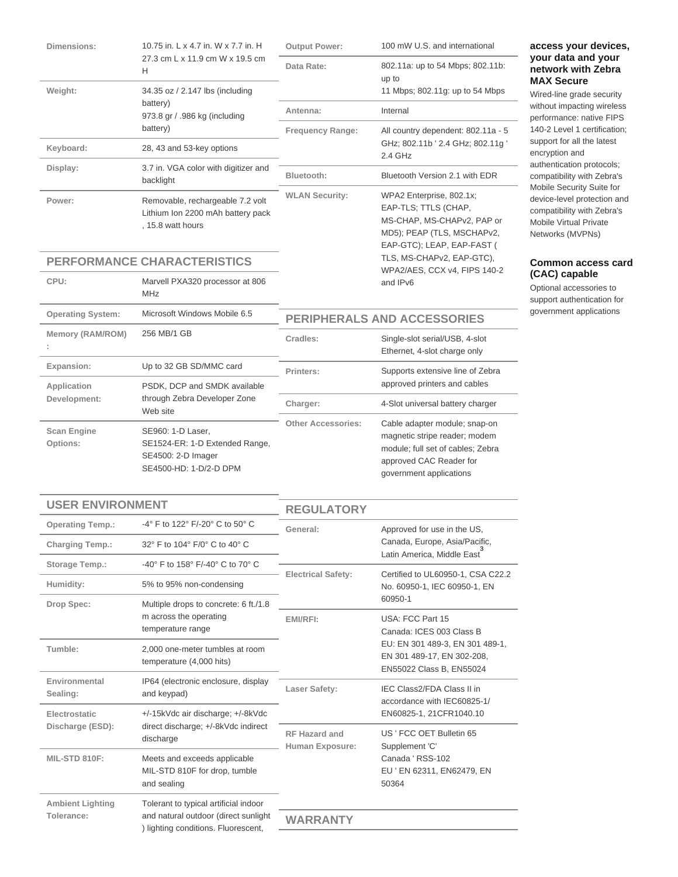| | |
|---|---|
| Dimensions: | 10.75 in. L x 4.7 in. W x 7.7 in. H<br>27.3 cm L x 11.9 cm W x 19.5 cm H |
| Weight: | 34.35 oz / 2.147 lbs (including battery)<br>973.8 gr / .986 kg (including battery) |
| Keyboard: | 28, 43 and 53-key options |
| Display: | 3.7 in. VGA color with digitizer and backlight |
| Power: | Removable, rechargeable 7.2 volt Lithium Ion 2200 mAh battery pack , 15.8 watt hours |

## PERFORMANCE CHARACTERISTICS

| | |
|---|---|
| CPU: | Marvell PXA320 processor at 806 MHz |
| Operating System: | Microsoft Windows Mobile 6.5 |
| Memory (RAM/ROM) : | 256 MB/1 GB |
| Expansion: | Up to 32 GB SD/MMC card |
| Application Development: | PSDK, DCP and SMDK available through Zebra Developer Zone Web site |
| Scan Engine Options: | SE960: 1-D Laser,<br>SE1524-ER: 1-D Extended Range,<br>SE4500: 2-D Imager<br>SE4500-HD: 1-D/2-D DPM |

## USER ENVIRONMENT

| | |
|---|---|
| Operating Temp.: | -4° F to 122° F/-20° C to 50° C |
| Charging Temp.: | 32° F to 104° F/0° C to 40° C |
| Storage Temp.: | -40° F to 158° F/-40° C to 70° C |
| Humidity: | 5% to 95% non-condensing |
| Drop Spec: | Multiple drops to concrete: 6 ft./1.8 m across the operating temperature range |
| Tumble: | 2,000 one-meter tumbles at room temperature (4,000 hits) |
| Environmental Sealing: | IP64 (electronic enclosure, display and keypad) |
| Electrostatic Discharge (ESD): | +/-15kVdc air discharge; +/-8kVdc direct discharge; +/-8kVdc indirect discharge |
| MIL-STD 810F: | Meets and exceeds applicable MIL-STD 810F for drop, tumble and sealing |
| Ambient Lighting Tolerance: | Tolerant to typical artificial indoor and natural outdoor (direct sunlight ) lighting conditions. Fluorescent, |

| | |
|---|---|
| Output Power: | 100 mW U.S. and international |
| Data Rate: | 802.11a: up to 54 Mbps; 802.11b: up to<br>11 Mbps; 802.11g: up to 54 Mbps |
| Antenna: | Internal |
| Frequency Range: | All country dependent: 802.11a - 5 GHz; 802.11b ' 2.4 GHz; 802.11g ' 2.4 GHz |
| Bluetooth: | Bluetooth Version 2.1 with EDR |
| WLAN Security: | WPA2 Enterprise, 802.1x; EAP-TLS; TTLS (CHAP, MS-CHAP, MS-CHAPv2, PAP or MD5); PEAP (TLS, MSCHAPv2, EAP-GTC); LEAP, EAP-FAST ( TLS, MS-CHAPv2, EAP-GTC), WPA2/AES, CCX v4, FIPS 140-2 and IPv6 |

## PERIPHERALS AND ACCESSORIES

| | |
|---|---|
| Cradles: | Single-slot serial/USB, 4-slot Ethernet, 4-slot charge only |
| Printers: | Supports extensive line of Zebra approved printers and cables |
| Charger: | 4-Slot universal battery charger |
| Other Accessories: | Cable adapter module; snap-on magnetic stripe reader; modem module; full set of cables; Zebra approved CAC Reader for government applications |

## REGULATORY

| | |
|---|---|
| General: | Approved for use in the US, Canada, Europe, Asia/Pacific, Latin America, Middle East[3] |
| Electrical Safety: | Certified to UL60950-1, CSA C22.2 No. 60950-1, IEC 60950-1, EN 60950-1 |
| EMI/RFI: | USA: FCC Part 15<br>Canada: ICES 003 Class B<br>EU: EN 301 489-3, EN 301 489-1, EN 301 489-17, EN 302-208, EN55022 Class B, EN55024 |
| Laser Safety: | IEC Class2/FDA Class II in accordance with IEC60825-1/ EN60825-1, 21CFR1040.10 |
| RF Hazard and Human Exposure: | US ' FCC OET Bulletin 65 Supplement 'C'<br>Canada ' RSS-102<br>EU ' EN 62311, EN62479, EN 50364 |

## WARRANTY

**access your devices, your data and your network with Zebra MAX Secure**

Wired-line grade security without impacting wireless performance: native FIPS 140-2 Level 1 certification; support for all the latest encryption and authentication protocols; compatibility with Zebra's Mobile Security Suite for device-level protection and compatibility with Zebra's Mobile Virtual Private Networks (MVPNs)

**Common access card (CAC) capable**

Optional accessories to support authentication for government applications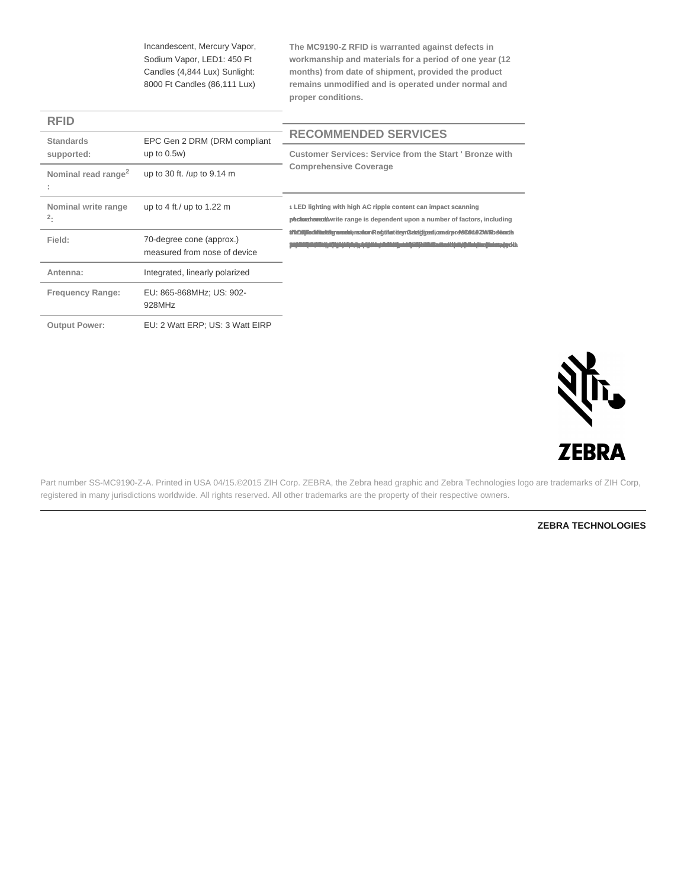Incandescent, Mercury Vapor, Sodium Vapor, LED1: 450 Ft Candles (4,844 Lux) Sunlight: 8000 Ft Candles (86,111 Lux)

## RFID

| | |
|---|---|
| **Standards supported:** | EPC Gen 2 DRM (DRM compliant up to 0.5w) |
| **Nominal read range[2]:** | up to 30 ft. /up to 9.14 m |
| **Nominal write range[2]:** | up to 4 ft./ up to 1.22 m |
| **Field:** | 70-degree cone (approx.) measured from nose of device |
| **Antenna:** | Integrated, linearly polarized |
| **Frequency Range:** | EU: 865-868MHz; US: 902-928MHz |
| **Output Power:** | EU: 2 Watt ERP; US: 3 Watt EIRP |

**The MC9190-Z RFID is warranted against defects in workmanship and materials for a period of one year (12 months) from date of shipment, provided the product remains unmodified and is operated under normal and proper conditions.**

## RECOMMENDED SERVICES

**Customer Services: Service from the Start ' Bronze with Comprehensive Coverage**

1 LED lighting with high AC ripple content can impact scanning performance

2 Actual read/write range is dependent upon a number of factors, including

Part number SS-MC9190-Z-A. Printed in USA 04/15.©2015 ZIH Corp. ZEBRA, the Zebra head graphic and Zebra Technologies logo are trademarks of ZIH Corp, registered in many jurisdictions worldwide. All rights reserved. All other trademarks are the property of their respective owners.

**ZEBRA TECHNOLOGIES**